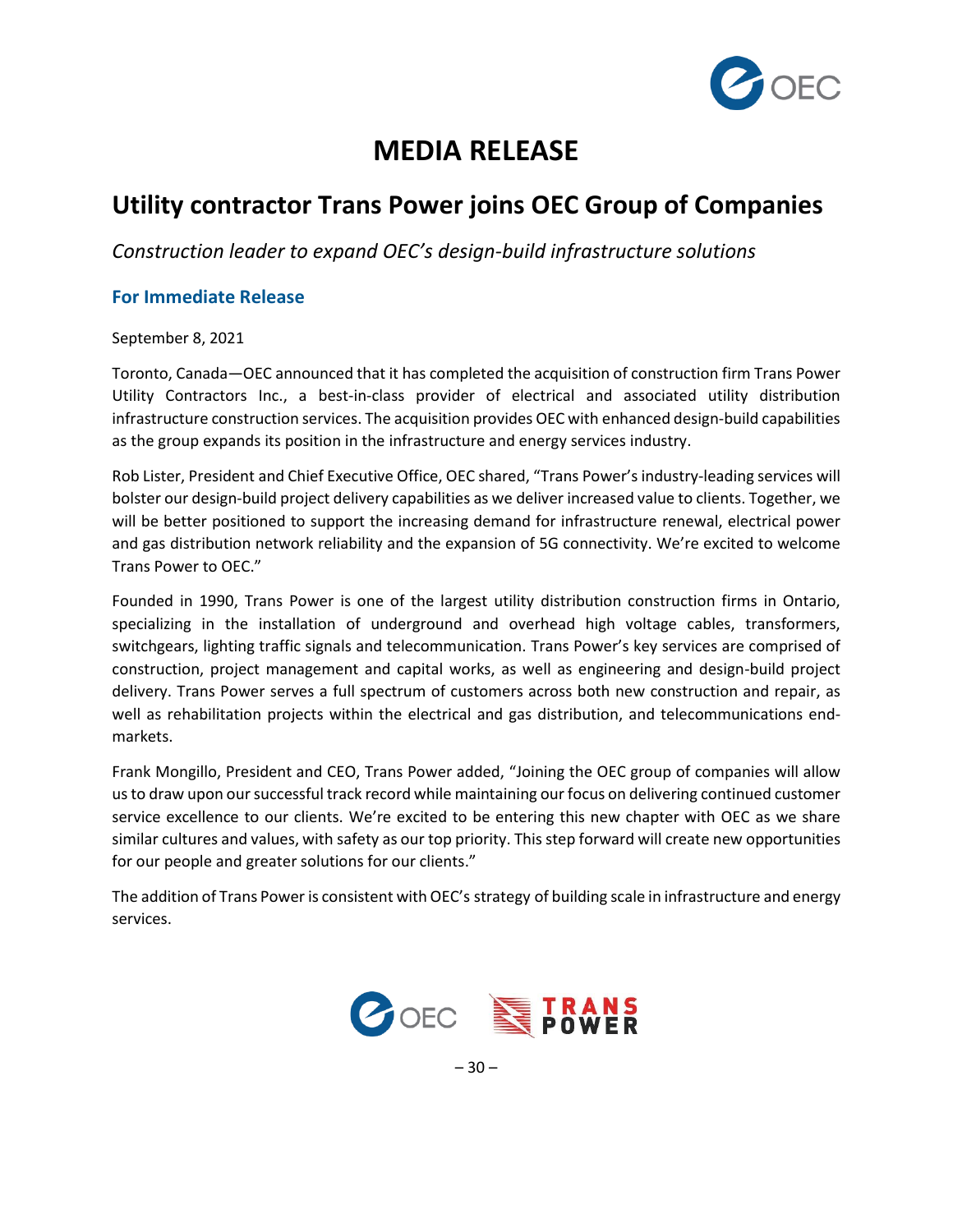# MEDIA RELEASE

## Utility contractor Trans Power joins OEC Group of Companies

*Construction leader to expand OEC's design-build infrastructure solutions*

### For Immediate Release

September 8, 2021

Toronto, Canada—OEC announced that it has completed the acquisition of construction firm Trans Power Utility Contractors Inc., a best-in-class provider of electrical and associated utility distribution infrastructure construction services. The acquisition provides OEC with enhanced design-build capabilities as the group expands its position in the infrastructure and energy services industry.

Rob Lister, President and Chief Executive Office, OEC shared, "Trans Power's industry-leading services will bolster our design-build project delivery capabilities as we deliver increased value to clients. Together, we will be better positioned to support the increasing demand for infrastructure renewal, electrical power and gas distribution network reliability and the expansion of 5G connectivity. We're excited to welcome Trans Power to OEC."

Founded in 1990, Trans Power is one of the largest utility distribution construction firms in Ontario, specializing in the installation of underground and overhead high voltage cables, transformers, switchgears, lighting traffic signals and telecommunication. Trans Power's key services are comprised of construction, project management and capital works, as well as engineering and design-build project delivery. Trans Power serves a full spectrum of customers across both new construction and repair, as well as rehabilitation projects within the electrical and gas distribution, and telecommunications end-markets.

Frank Mongillo, President and CEO, Trans Power added, "Joining the OEC group of companies will allow us to draw upon our successful track record while maintaining our focus on delivering continued customer service excellence to our clients. We're excited to be entering this new chapter with OEC as we share similar cultures and values, with safety as our top priority. This step forward will create new opportunities for our people and greater solutions for our clients."

The addition of Trans Power is consistent with OEC's strategy of building scale in infrastructure and energy services.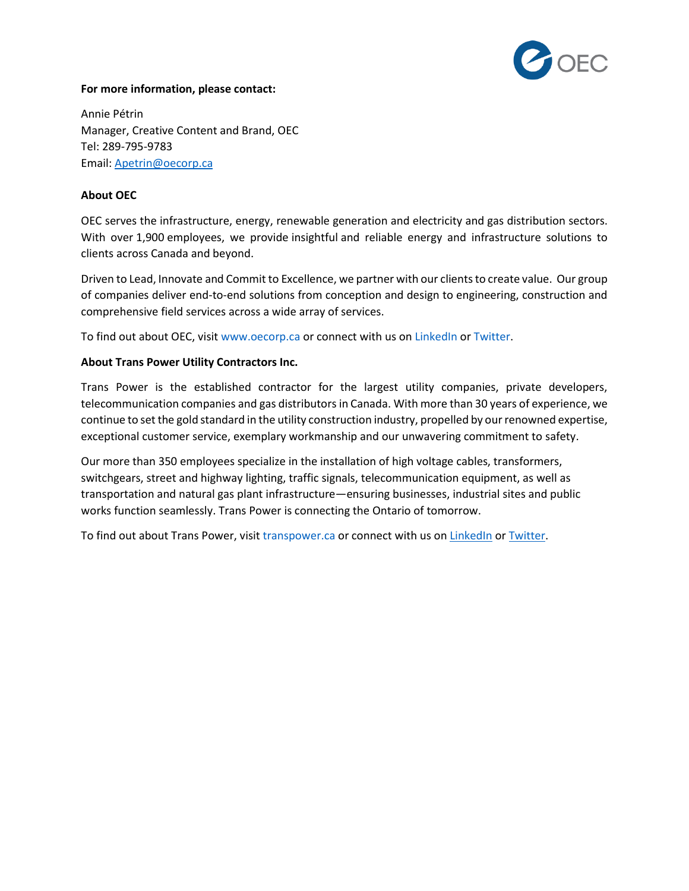**For more information, please contact:**

Annie Pétrin
Manager, Creative Content and Brand, OEC
Tel: 289-795-9783
Email: Apetrin@oecorp.ca

**About OEC**

OEC serves the infrastructure, energy, renewable generation and electricity and gas distribution sectors. With over 1,900 employees, we provide insightful and reliable energy and infrastructure solutions to clients across Canada and beyond.

Driven to Lead, Innovate and Commit to Excellence, we partner with our clients to create value. Our group of companies deliver end-to-end solutions from conception and design to engineering, construction and comprehensive field services across a wide array of services.

To find out about OEC, visit www.oecorp.ca or connect with us on LinkedIn or Twitter.

**About Trans Power Utility Contractors Inc.**

Trans Power is the established contractor for the largest utility companies, private developers, telecommunication companies and gas distributors in Canada. With more than 30 years of experience, we continue to set the gold standard in the utility construction industry, propelled by our renowned expertise, exceptional customer service, exemplary workmanship and our unwavering commitment to safety.

Our more than 350 employees specialize in the installation of high voltage cables, transformers, switchgears, street and highway lighting, traffic signals, telecommunication equipment, as well as transportation and natural gas plant infrastructure—ensuring businesses, industrial sites and public works function seamlessly. Trans Power is connecting the Ontario of tomorrow.

To find out about Trans Power, visit transpower.ca or connect with us on LinkedIn or Twitter.